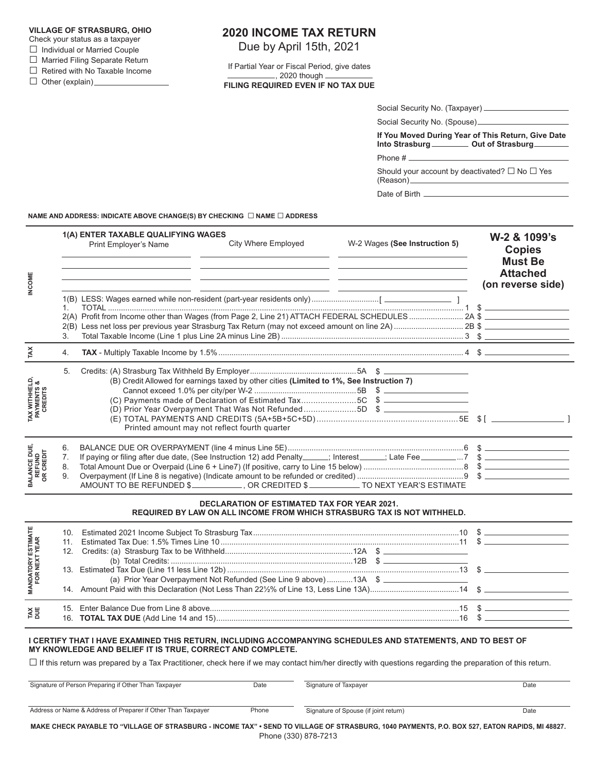**VILLAGE OF STRASBURG, OHIO**

Check your status as a taxpayer

☐ Individual or Married Couple

☐ Married Filing Separate Return

☐ Retired with No Taxable Income

☐ Other (explain) ________________

# 2020 INCOME TAX RETURN

Due by April 15th, 2021

If Partial Year or Fiscal Period, give dates

__________, 2020 though __________

**FILING REQUIRED EVEN IF NO TAX DUE**

Social Security No. (Taxpayer) ________________

Social Security No. (Spouse) ________________

**If You Moved During Year of This Return, Give Date Into Strasburg ________ Out of Strasburg ________**

Phone # ________________

Should your account by deactivated? ☐ No ☐ Yes (Reason) ________________

Date of Birth ________________

**NAME AND ADDRESS: INDICATE ABOVE CHANGE(S) BY CHECKING ☐ NAME ☐ ADDRESS**

## INCOME

**1(A) ENTER TAXABLE QUALIFYING WAGES**

| Print Employer's Name | City Where Employed | W-2 Wages **(See Instruction 5)** |
|---|---|---|
| | | |
| | | |
| | | |

**W-2 & 1099's Copies Must Be Attached (on reverse side)**

1(B) LESS: Wages earned while non-resident (part-year residents only) .......... [ ________ ]

1. TOTAL .......... 1 $ ________

2(A) Profit from Income other than Wages (from Page 2, Line 21) ATTACH FEDERAL SCHEDULES .......... 2A $ ________

2(B) Less net loss per previous year Strasburg Tax Return (may not exceed amount on line 2A) .......... 2B $ ________

3. Total Taxable Income (Line 1 plus Line 2A minus Line 2B) .......... 3 $ ________

## TAX

4. **TAX** - Multiply Taxable Income by 1.5% .......... 4 $ ________

## TAX WITHHELD, PAYMENTS & CREDITS

5. Credits: (A) Strasburg Tax Withheld By Employer .......... 5A $ ________

(B) Credit Allowed for earnings taxed by other cities **(Limited to 1%, See Instruction 7)** Cannot exceed 1.0% per city/per W-2 .......... 5B $ ________

(C) Payments made of Declaration of Estimated Tax .......... 5C $ ________

(D) Prior Year Overpayment That Was Not Refunded .......... 5D $ ________

(E) TOTAL PAYMENTS AND CREDITS (5A+5B+5C+5D) .......... 5E $ [ ________ ]

Printed amount may not reflect fourth quarter

## BALANCE DUE, REFUND OR CREDIT

6. BALANCE DUE OR OVERPAYMENT (line 4 minus Line 5E) .......... 6 $ ________

7. If paying or filing after due date, (See Instruction 12) add Penalty ______; Interest ______; Late Fee ______ ...7 $ ________

8. Total Amount Due or Overpaid (Line 6 + Line7) (If positive, carry to Line 15 below) .......... 8 $ ________

9. Overpayment (If Line 8 is negative) (Indicate amount to be refunded or credited) .......... 9 $ ________

AMOUNT TO BE REFUNDED $ __________ , OR CREDITED $ __________ TO NEXT YEAR'S ESTIMATE

**DECLARATION OF ESTIMATED TAX FOR YEAR 2021.**
**REQUIRED BY LAW ON ALL INCOME FROM WHICH STRASBURG TAX IS NOT WITHHELD.**

## MANDATORY ESTIMATE FOR NEXT YEAR

10. Estimated 2021 Income Subject To Strasburg Tax .......... 10 $ ________

11. Estimated Tax Due: 1.5% Times Line 10 .......... 11 $ ________

12. Credits: (a) Strasburg Tax to be Withheld .......... 12A $ ________

(b) Total Credits: .......... 12B $ ________

13. Estimated Tax Due (Line 11 less Line 12b) .......... 13 $ ________

(a) Prior Year Overpayment Not Refunded (See Line 9 above) .......... 13A $ ________

14. Amount Paid with this Declaration (Not Less Than 22½% of Line 13, Less Line 13A) .......... 14 $ ________

## TAX DUE

15. Enter Balance Due from Line 8 above .......... 15 $ ________

16. **TOTAL TAX DUE** (Add Line 14 and 15) .......... 16 $ ________

**I CERTIFY THAT I HAVE EXAMINED THIS RETURN, INCLUDING ACCOMPANYING SCHEDULES AND STATEMENTS, AND TO BEST OF MY KNOWLEDGE AND BELIEF IT IS TRUE, CORRECT AND COMPLETE.**

☐ If this return was prepared by a Tax Practitioner, check here if we may contact him/her directly with questions regarding the preparation of this return.

| Signature of Person Preparing if Other Than Taxpayer | Date | Signature of Taxpayer | Date |
|---|---|---|---|
| Address or Name & Address of Preparer if Other Than Taxpayer | Phone | Signature of Spouse (if joint return) | Date |

**MAKE CHECK PAYABLE TO "VILLAGE OF STRASBURG - INCOME TAX" • SEND TO VILLAGE OF STRASBURG, 1040 PAYMENTS, P.O. BOX 527, EATON RAPIDS, MI 48827.**

Phone (330) 878-7213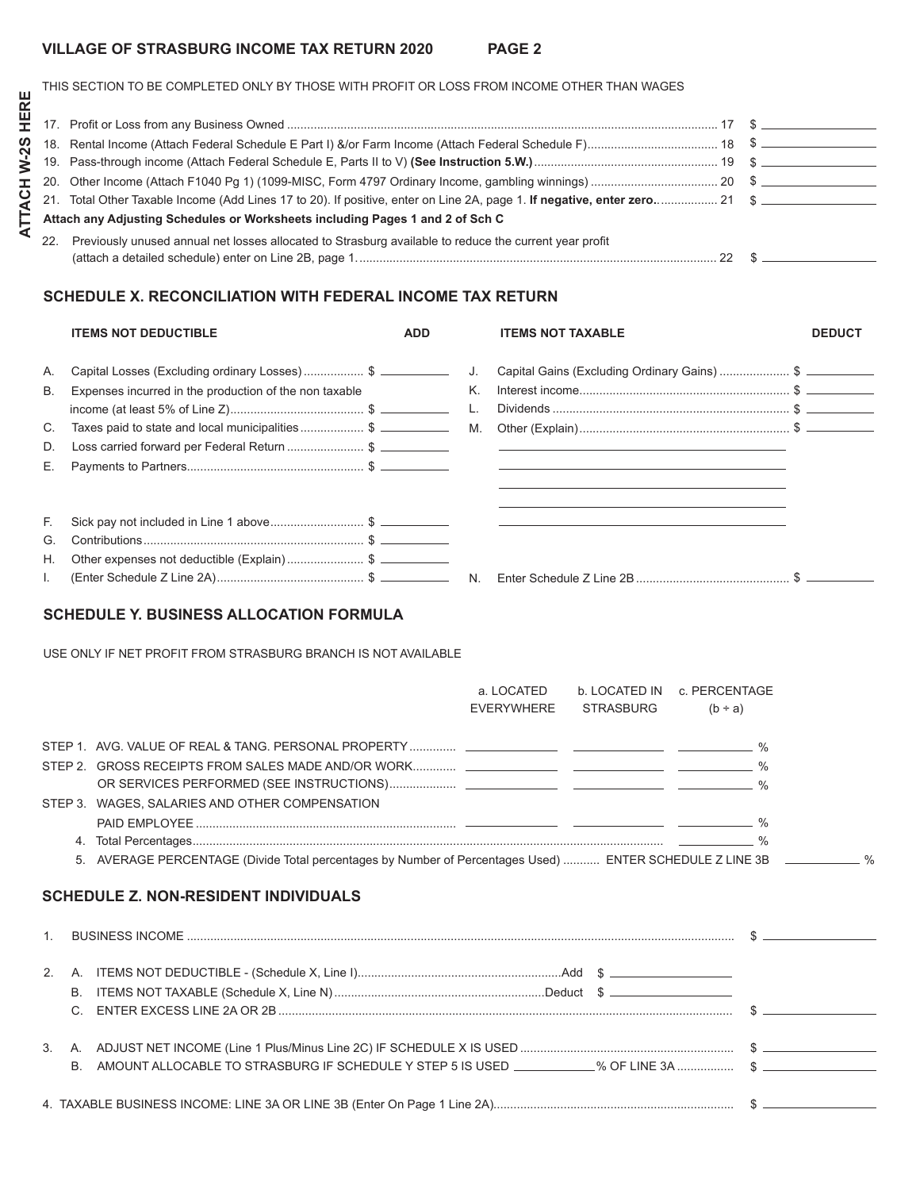## VILLAGE OF STRASBURG INCOME TAX RETURN 2020 PAGE 2

**ATTACH W-2S HERE**

THIS SECTION TO BE COMPLETED ONLY BY THOSE WITH PROFIT OR LOSS FROM INCOME OTHER THAN WAGES

17. Profit or Loss from any Business Owned .................................................................................. 17 $ ____________
18. Rental Income (Attach Federal Schedule E Part I) &/or Farm Income (Attach Federal Schedule F)........ 18 $ ____________
19. Pass-through income (Attach Federal Schedule E, Parts II to V) **(See Instruction 5.W.)**.................... 19 $ ____________
20. Other Income (Attach F1040 Pg 1) (1099-MISC, Form 4797 Ordinary Income, gambling winnings) ......... 20 $ ____________
21. Total Other Taxable Income (Add Lines 17 to 20). If positive, enter on Line 2A, page 1. **If negative, enter zero.**.... 21 $ ____________

**Attach any Adjusting Schedules or Worksheets including Pages 1 and 2 of Sch C**

22. Previously unused annual net losses allocated to Strasburg available to reduce the current year profit (attach a detailed schedule) enter on Line 2B, page 1. .......................................... 22 $ ____________

## SCHEDULE X. RECONCILIATION WITH FEDERAL INCOME TAX RETURN

| | ITEMS NOT DEDUCTIBLE | ADD | | ITEMS NOT TAXABLE | DEDUCT |
|---|---|---|---|---|---|
| A. | Capital Losses (Excluding ordinary Losses) | $ | J. | Capital Gains (Excluding Ordinary Gains) | $ |
| B. | Expenses incurred in the production of the non taxable income (at least 5% of Line Z) | $ | K. | Interest income | $ |
| C. | Taxes paid to state and local municipalities | $ | L. | Dividends | $ |
| D. | Loss carried forward per Federal Return | $ | M. | Other (Explain) | $ |
| E. | Payments to Partners | $ | | | |
| F. | Sick pay not included in Line 1 above | $ | | | |
| G. | Contributions | $ | | | |
| H. | Other expenses not deductible (Explain) | $ | | | |
| I. | (Enter Schedule Z Line 2A) | $ | N. | Enter Schedule Z Line 2B | $ |

## SCHEDULE Y. BUSINESS ALLOCATION FORMULA

USE ONLY IF NET PROFIT FROM STRASBURG BRANCH IS NOT AVAILABLE

| | a. LOCATED EVERYWHERE | b. LOCATED IN STRASBURG | c. PERCENTAGE (b ÷ a) |
|---|---|---|---|
| STEP 1. AVG. VALUE OF REAL & TANG. PERSONAL PROPERTY | | | % |
| STEP 2. GROSS RECEIPTS FROM SALES MADE AND/OR WORK | | | % |
| OR SERVICES PERFORMED (SEE INSTRUCTIONS) | | | % |
| STEP 3. WAGES, SALARIES AND OTHER COMPENSATION PAID EMPLOYEE | | | % |
| 4. Total Percentages | | | % |
| 5. AVERAGE PERCENTAGE (Divide Total percentages by Number of Percentages Used) ENTER SCHEDULE Z LINE 3B | | | % |

## SCHEDULE Z. NON-RESIDENT INDIVIDUALS

1. BUSINESS INCOME .................................................................................. $ ____________

2. A. ITEMS NOT DEDUCTIBLE - (Schedule X, Line I)..........................Add $ ____________
   B. ITEMS NOT TAXABLE (Schedule X, Line N)..........................Deduct $ ____________
   C. ENTER EXCESS LINE 2A OR 2B .................................................................. $ ____________

3. A. ADJUST NET INCOME (Line 1 Plus/Minus Line 2C) IF SCHEDULE X IS USED ...................... $ ____________
   B. AMOUNT ALLOCABLE TO STRASBURG IF SCHEDULE Y STEP 5 IS USED ________% OF LINE 3A ........ $ ____________

4. TAXABLE BUSINESS INCOME: LINE 3A OR LINE 3B (Enter On Page 1 Line 2A)................................ $ ____________